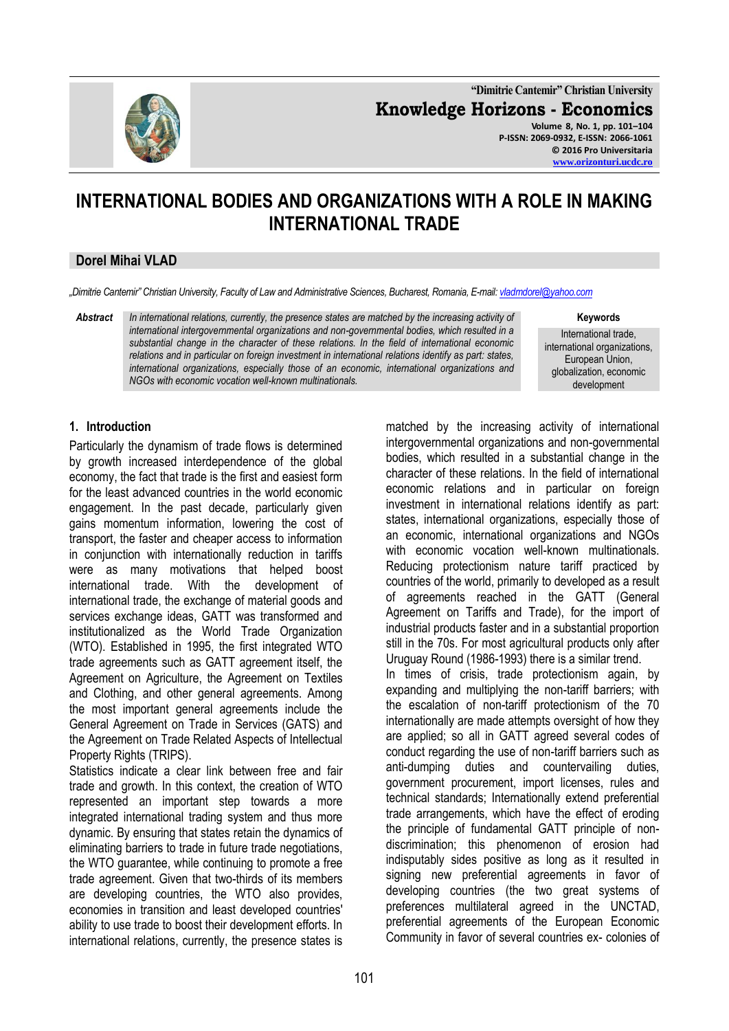# INTERNATIONAL BODIES AND ORGANIZATIONS WITH A ROLE IN MAKING INTERNATIONAL TRADE

**Dorel Mihai VLAD**

*„Dimitrie Cantemir" Christian University, Faculty of Law and Administrative Sciences, Bucharest, Romania, E-mail: vladmdorel@yahoo.com*

**Abstract** *In international relations, currently, the presence states are matched by the increasing activity of international intergovernmental organizations and non-governmental bodies, which resulted in a substantial change in the character of these relations. In the field of international economic relations and in particular on foreign investment in international relations identify as part: states, international organizations, especially those of an economic, international organizations and NGOs with economic vocation well-known multinationals.*

**Keywords**
International trade, international organizations, European Union, globalization, economic development

## 1. Introduction

Particularly the dynamism of trade flows is determined by growth increased interdependence of the global economy, the fact that trade is the first and easiest form for the least advanced countries in the world economic engagement. In the past decade, particularly given gains momentum information, lowering the cost of transport, the faster and cheaper access to information in conjunction with internationally reduction in tariffs were as many motivations that helped boost international trade. With the development of international trade, the exchange of material goods and services exchange ideas, GATT was transformed and institutionalized as the World Trade Organization (WTO). Established in 1995, the first integrated WTO trade agreements such as GATT agreement itself, the Agreement on Agriculture, the Agreement on Textiles and Clothing, and other general agreements. Among the most important general agreements include the General Agreement on Trade in Services (GATS) and the Agreement on Trade Related Aspects of Intellectual Property Rights (TRIPS).

Statistics indicate a clear link between free and fair trade and growth. In this context, the creation of WTO represented an important step towards a more integrated international trading system and thus more dynamic. By ensuring that states retain the dynamics of eliminating barriers to trade in future trade negotiations, the WTO guarantee, while continuing to promote a free trade agreement. Given that two-thirds of its members are developing countries, the WTO also provides, economies in transition and least developed countries' ability to use trade to boost their development efforts. In international relations, currently, the presence states is matched by the increasing activity of international intergovernmental organizations and non-governmental bodies, which resulted in a substantial change in the character of these relations. In the field of international economic relations and in particular on foreign investment in international relations identify as part: states, international organizations, especially those of an economic, international organizations and NGOs with economic vocation well-known multinationals. Reducing protectionism nature tariff practiced by countries of the world, primarily to developed as a result of agreements reached in the GATT (General Agreement on Tariffs and Trade), for the import of industrial products faster and in a substantial proportion still in the 70s. For most agricultural products only after Uruguay Round (1986-1993) there is a similar trend.

In times of crisis, trade protectionism again, by expanding and multiplying the non-tariff barriers; with the escalation of non-tariff protectionism of the 70 internationally are made attempts oversight of how they are applied; so all in GATT agreed several codes of conduct regarding the use of non-tariff barriers such as anti-dumping duties and countervailing duties, government procurement, import licenses, rules and technical standards; Internationally extend preferential trade arrangements, which have the effect of eroding the principle of fundamental GATT principle of non-discrimination; this phenomenon of erosion had indisputably sides positive as long as it resulted in signing new preferential agreements in favor of developing countries (the two great systems of preferences multilateral agreed in the UNCTAD, preferential agreements of the European Economic Community in favor of several countries ex- colonies of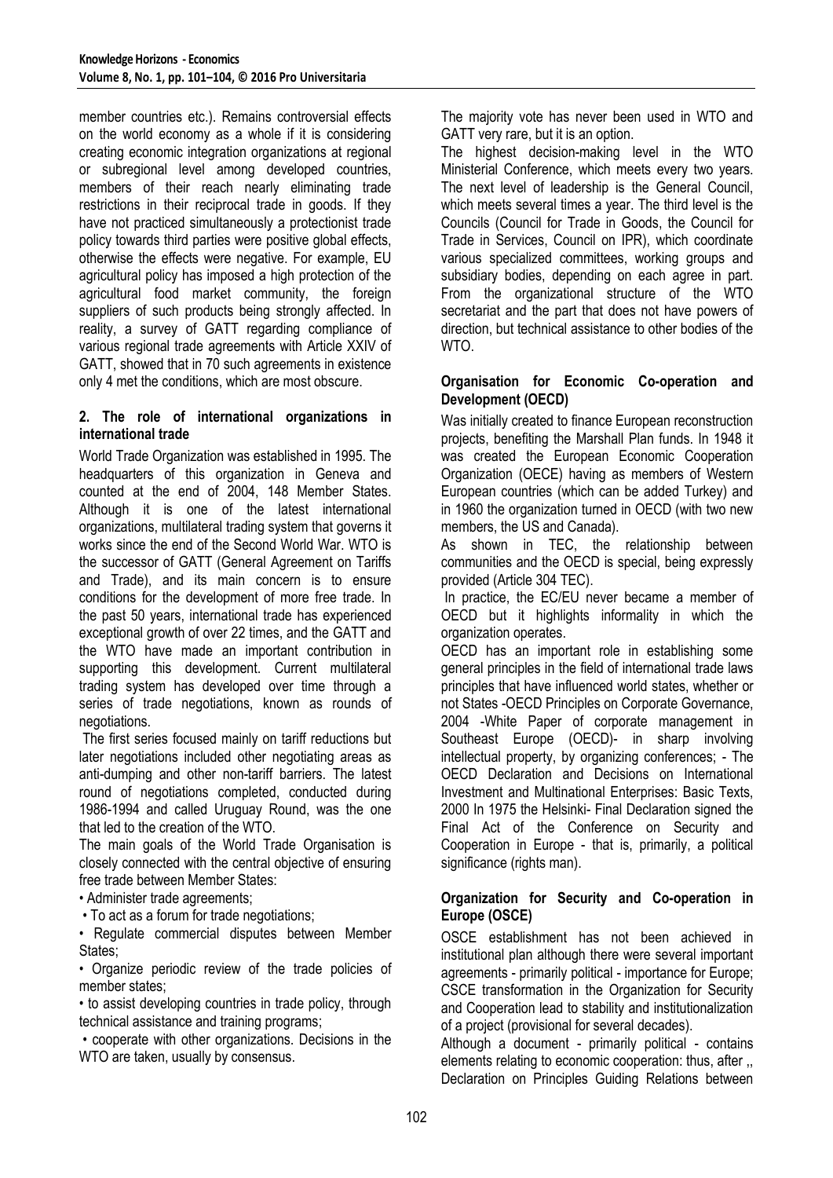member countries etc.). Remains controversial effects on the world economy as a whole if it is considering creating economic integration organizations at regional or subregional level among developed countries, members of their reach nearly eliminating trade restrictions in their reciprocal trade in goods. If they have not practiced simultaneously a protectionist trade policy towards third parties were positive global effects, otherwise the effects were negative. For example, EU agricultural policy has imposed a high protection of the agricultural food market community, the foreign suppliers of such products being strongly affected. In reality, a survey of GATT regarding compliance of various regional trade agreements with Article XXIV of GATT, showed that in 70 such agreements in existence only 4 met the conditions, which are most obscure.

## 2. The role of international organizations in international trade

World Trade Organization was established in 1995. The headquarters of this organization in Geneva and counted at the end of 2004, 148 Member States. Although it is one of the latest international organizations, multilateral trading system that governs it works since the end of the Second World War. WTO is the successor of GATT (General Agreement on Tariffs and Trade), and its main concern is to ensure conditions for the development of more free trade. In the past 50 years, international trade has experienced exceptional growth of over 22 times, and the GATT and the WTO have made an important contribution in supporting this development. Current multilateral trading system has developed over time through a series of trade negotiations, known as rounds of negotiations.

The first series focused mainly on tariff reductions but later negotiations included other negotiating areas as anti-dumping and other non-tariff barriers. The latest round of negotiations completed, conducted during 1986-1994 and called Uruguay Round, was the one that led to the creation of the WTO.

The main goals of the World Trade Organisation is closely connected with the central objective of ensuring free trade between Member States:

- Administer trade agreements;
- To act as a forum for trade negotiations;
- Regulate commercial disputes between Member States;
- Organize periodic review of the trade policies of member states;
- to assist developing countries in trade policy, through technical assistance and training programs;
- cooperate with other organizations. Decisions in the WTO are taken, usually by consensus.

The majority vote has never been used in WTO and GATT very rare, but it is an option.

The highest decision-making level in the WTO Ministerial Conference, which meets every two years. The next level of leadership is the General Council, which meets several times a year. The third level is the Councils (Council for Trade in Goods, the Council for Trade in Services, Council on IPR), which coordinate various specialized committees, working groups and subsidiary bodies, depending on each agree in part. From the organizational structure of the WTO secretariat and the part that does not have powers of direction, but technical assistance to other bodies of the WTO.

### Organisation for Economic Co-operation and Development (OECD)

Was initially created to finance European reconstruction projects, benefiting the Marshall Plan funds. In 1948 it was created the European Economic Cooperation Organization (OECE) having as members of Western European countries (which can be added Turkey) and in 1960 the organization turned in OECD (with two new members, the US and Canada).

As shown in TEC, the relationship between communities and the OECD is special, being expressly provided (Article 304 TEC).

In practice, the EC/EU never became a member of OECD but it highlights informality in which the organization operates.

OECD has an important role in establishing some general principles in the field of international trade laws principles that have influenced world states, whether or not States -OECD Principles on Corporate Governance, 2004 -White Paper of corporate management in Southeast Europe (OECD)- in sharp involving intellectual property, by organizing conferences; - The OECD Declaration and Decisions on International Investment and Multinational Enterprises: Basic Texts, 2000 In 1975 the Helsinki- Final Declaration signed the Final Act of the Conference on Security and Cooperation in Europe - that is, primarily, a political significance (rights man).

### Organization for Security and Co-operation in Europe (OSCE)

OSCE establishment has not been achieved in institutional plan although there were several important agreements - primarily political - importance for Europe; CSCE transformation in the Organization for Security and Cooperation lead to stability and institutionalization of a project (provisional for several decades).

Although a document - primarily political - contains elements relating to economic cooperation: thus, after ,, Declaration on Principles Guiding Relations between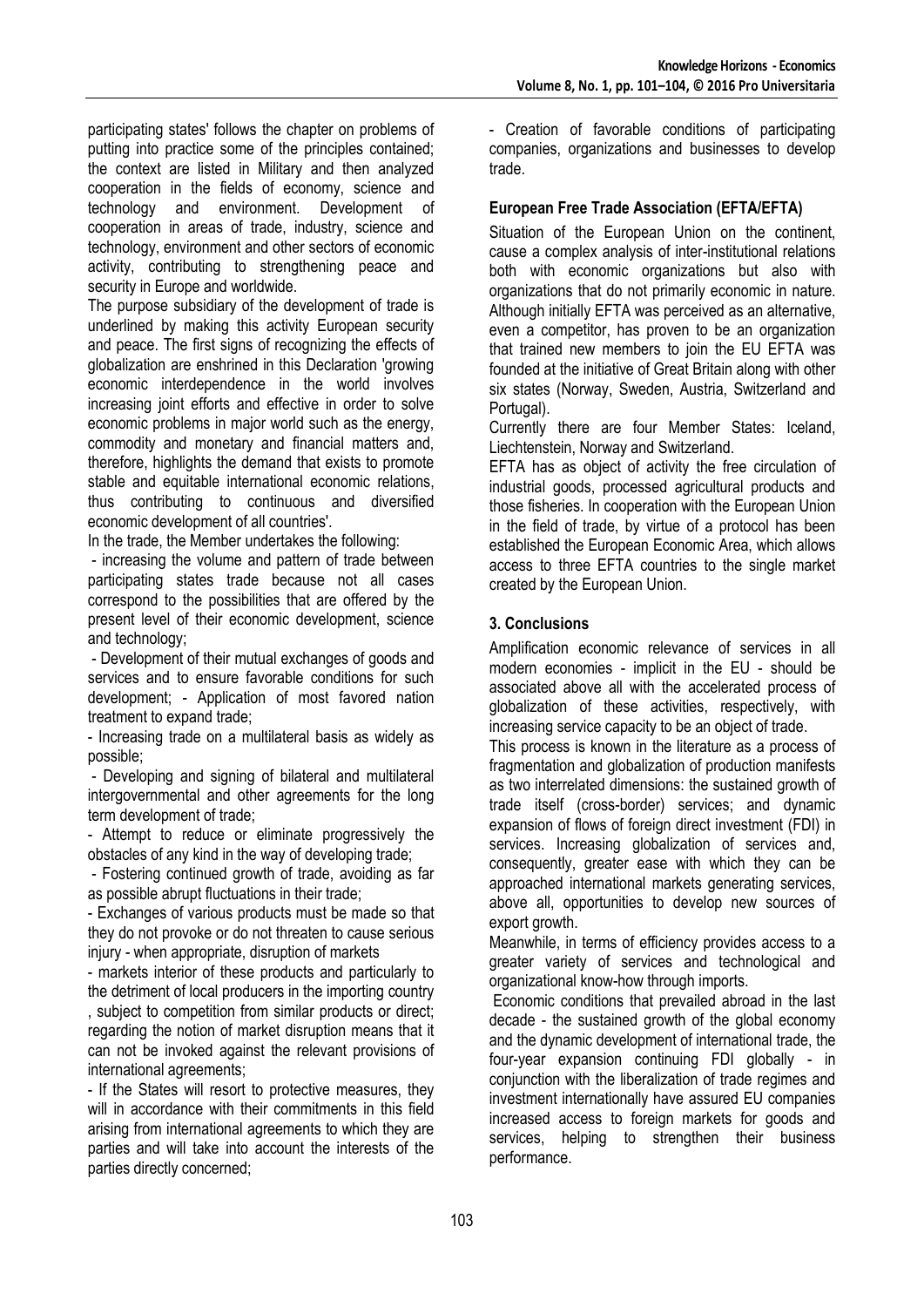participating states' follows the chapter on problems of putting into practice some of the principles contained; the context are listed in Military and then analyzed cooperation in the fields of economy, science and technology and environment. Development of cooperation in areas of trade, industry, science and technology, environment and other sectors of economic activity, contributing to strengthening peace and security in Europe and worldwide.

The purpose subsidiary of the development of trade is underlined by making this activity European security and peace. The first signs of recognizing the effects of globalization are enshrined in this Declaration 'growing economic interdependence in the world involves increasing joint efforts and effective in order to solve economic problems in major world such as the energy, commodity and monetary and financial matters and, therefore, highlights the demand that exists to promote stable and equitable international economic relations, thus contributing to continuous and diversified economic development of all countries'.

In the trade, the Member undertakes the following:

- increasing the volume and pattern of trade between participating states trade because not all cases correspond to the possibilities that are offered by the present level of their economic development, science and technology;
- Development of their mutual exchanges of goods and services and to ensure favorable conditions for such development; - Application of most favored nation treatment to expand trade;
- Increasing trade on a multilateral basis as widely as possible;
- Developing and signing of bilateral and multilateral intergovernmental and other agreements for the long term development of trade;
- Attempt to reduce or eliminate progressively the obstacles of any kind in the way of developing trade;
- Fostering continued growth of trade, avoiding as far as possible abrupt fluctuations in their trade;
- Exchanges of various products must be made so that they do not provoke or do not threaten to cause serious injury - when appropriate, disruption of markets
- markets interior of these products and particularly to the detriment of local producers in the importing country , subject to competition from similar products or direct; regarding the notion of market disruption means that it can not be invoked against the relevant provisions of international agreements;
- If the States will resort to protective measures, they will in accordance with their commitments in this field arising from international agreements to which they are parties and will take into account the interests of the parties directly concerned;
- Creation of favorable conditions of participating companies, organizations and businesses to develop trade.

### European Free Trade Association (EFTA/EFTA)

Situation of the European Union on the continent, cause a complex analysis of inter-institutional relations both with economic organizations but also with organizations that do not primarily economic in nature. Although initially EFTA was perceived as an alternative, even a competitor, has proven to be an organization that trained new members to join the EU EFTA was founded at the initiative of Great Britain along with other six states (Norway, Sweden, Austria, Switzerland and Portugal).

Currently there are four Member States: Iceland, Liechtenstein, Norway and Switzerland.

EFTA has as object of activity the free circulation of industrial goods, processed agricultural products and those fisheries. In cooperation with the European Union in the field of trade, by virtue of a protocol has been established the European Economic Area, which allows access to three EFTA countries to the single market created by the European Union.

## 3. Conclusions

Amplification economic relevance of services in all modern economies - implicit in the EU - should be associated above all with the accelerated process of globalization of these activities, respectively, with increasing service capacity to be an object of trade.

This process is known in the literature as a process of fragmentation and globalization of production manifests as two interrelated dimensions: the sustained growth of trade itself (cross-border) services; and dynamic expansion of flows of foreign direct investment (FDI) in services. Increasing globalization of services and, consequently, greater ease with which they can be approached international markets generating services, above all, opportunities to develop new sources of export growth.

Meanwhile, in terms of efficiency provides access to a greater variety of services and technological and organizational know-how through imports.

Economic conditions that prevailed abroad in the last decade - the sustained growth of the global economy and the dynamic development of international trade, the four-year expansion continuing FDI globally - in conjunction with the liberalization of trade regimes and investment internationally have assured EU companies increased access to foreign markets for goods and services, helping to strengthen their business performance.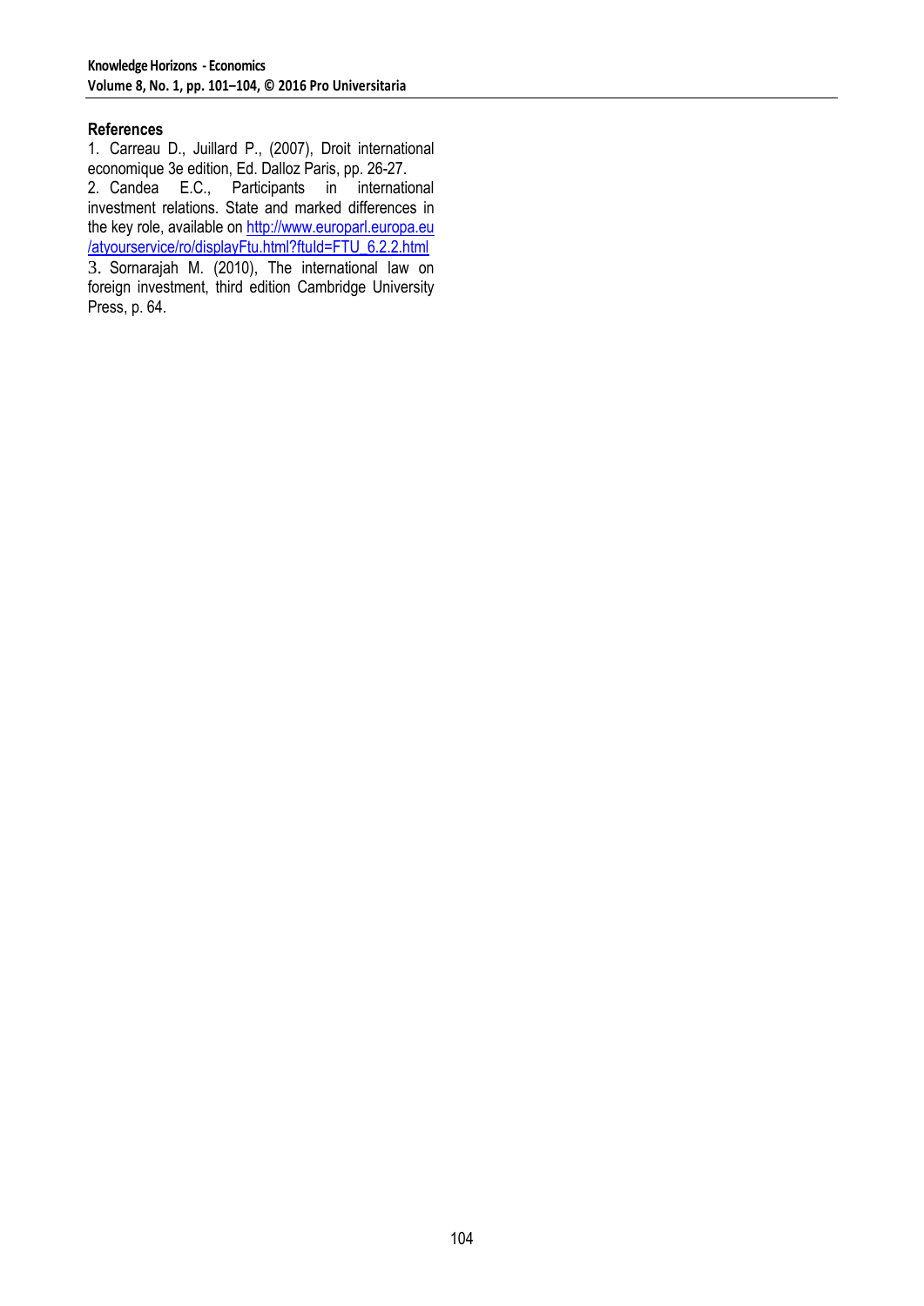**References**

1. Carreau D., Juillard P., (2007), Droit international economique 3e edition, Ed. Dalloz Paris, pp. 26-27.
2. Candea E.C., Participants in international investment relations. State and marked differences in the key role, available on http://www.europarl.europa.eu/atyourservice/ro/displayFtu.html?ftuId=FTU_6.2.2.html
3. Sornarajah M. (2010), The international law on foreign investment, third edition Cambridge University Press, p. 64.